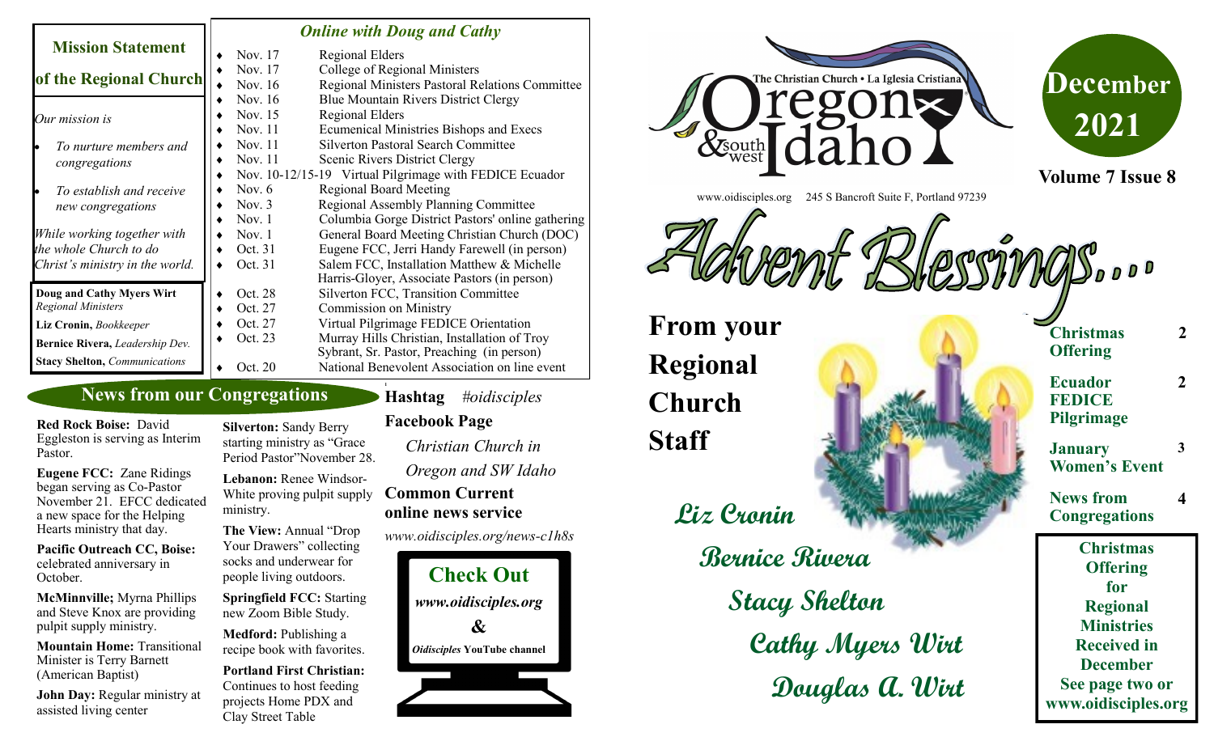## Mission Statement of the Regional Church

*Our mission is*

- *To nurture members and congregations*
- *To establish and receive new congregations*

*While working together with the whole Church to do Christ's ministry in the world.*

**Doug and Cathy Myers Wirt** *Regional Ministers*

**Liz Cronin,** *Bookkeeper*

**Bernice Rivera,** *Leadership Dev.*

**Stacy Shelton,** *Communications*

### *Online with Doug and Cathy*

- Nov. 17 Regional Elders
- Nov. 17 College of Regional Ministers
- Nov. 16 Regional Ministers Pastoral Relations Committee
- Nov. 16 Blue Mountain Rivers District Clergy
- Nov. 15 Regional Elders
- Nov. 11 Ecumenical Ministries Bishops and Execs
- Nov. 11 Silverton Pastoral Search Committee
- Nov. 11 Scenic Rivers District Clergy
- Nov. 10-12/15-19 Virtual Pilgrimage with FEDICE Ecuador
- Nov. 6 Regional Board Meeting
- Nov. 3 Regional Assembly Planning Committee
- Nov. 1 Columbia Gorge District Pastors' online gathering
- Nov. 1 General Board Meeting Christian Church (DOC)
- Oct. 31 Eugene FCC, Jerri Handy Farewell (in person)
- Oct. 31 Salem FCC, Installation Matthew & Michelle Harris-Gloyer, Associate Pastors (in person)
- Oct. 28 Silverton FCC, Transition Committee
- Oct. 27 Commission on Ministry
- Oct. 27 Virtual Pilgrimage FEDICE Orientation
- Oct. 23 Murray Hills Christian, Installation of Troy Sybrant, Sr. Pastor, Preaching (in person)
- Oct. 20 National Benevolent Association on line event

## News from our Congregations

**Red Rock Boise:** David Eggleston is serving as Interim Pastor.

**Eugene FCC:** Zane Ridings began serving as Co-Pastor November 21. EFCC dedicated a new space for the Helping Hearts ministry that day.

**Pacific Outreach CC, Boise:** celebrated anniversary in October.

**McMinnville;** Myrna Phillips and Steve Knox are providing pulpit supply ministry.

**Mountain Home:** Transitional Minister is Terry Barnett (American Baptist)

**John Day:** Regular ministry at assisted living center

**Silverton:** Sandy Berry starting ministry as "Grace Period Pastor"November 28.

**Lebanon:** Renee Windsor-White proving pulpit supply ministry.

**The View:** Annual "Drop Your Drawers" collecting socks and underwear for people living outdoors.

**Springfield FCC:** Starting new Zoom Bible Study.

**Medford:** Publishing a recipe book with favorites.

**Portland First Christian:** Continues to host feeding projects Home PDX and Clay Street Table

**Hashtag** *#oidisciples*

**Facebook Page**

*Christian Church in Oregon and SW Idaho*

**Common Current online news service**

*www.oidisciples.org/news-c1h8s*

**Check Out**

***www.oidisciples.org***

**&**

***Oidisciples* YouTube channel**

The Christian Church • La Iglesia Cristiana

# Oregon & southwest Idaho

www.oidisciples.org 245 S Bancroft Suite F, Portland 97239

**December 2021**

**Volume 7 Issue 8**

# Advent Blessings....

## From your Regional Church Staff

**Liz Cronin**

**Bernice Rivera**

**Stacy Shelton**

**Cathy Myers Wirt**

**Douglas A. Wirt**

| | |
|---|---|
| **Christmas Offering** | **2** |
| **Ecuador FEDICE Pilgrimage** | **2** |
| **January Women's Event** | **3** |
| **News from Congregations** | **4** |

**Christmas Offering for Regional Ministries Received in December See page two or www.oidisciples.org**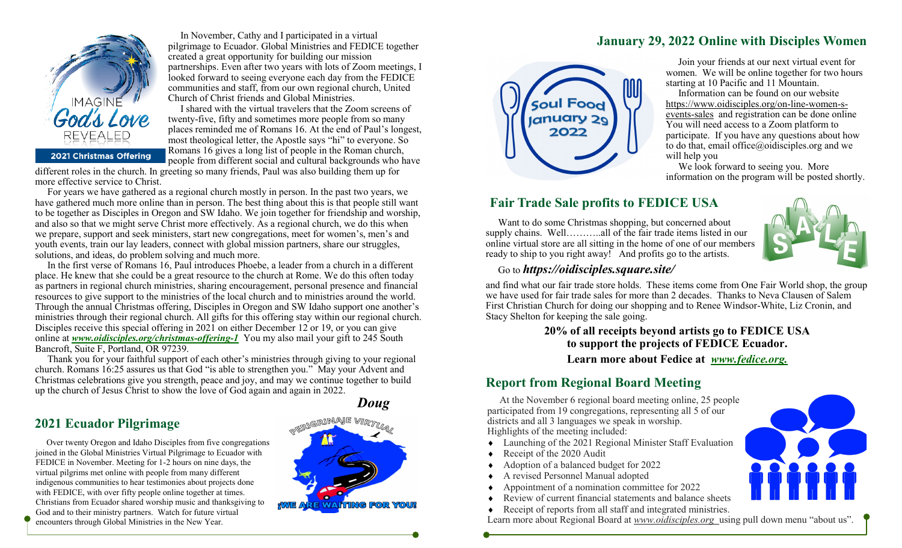In November, Cathy and I participated in a virtual pilgrimage to Ecuador. Global Ministries and FEDICE together created a great opportunity for building our mission partnerships. Even after two years with lots of Zoom meetings, I looked forward to seeing everyone each day from the FEDICE communities and staff, from our own regional church, United Church of Christ friends and Global Ministries.

I shared with the virtual travelers that the Zoom screens of twenty-five, fifty and sometimes more people from so many places reminded me of Romans 16. At the end of Paul's longest, most theological letter, the Apostle says "hi" to everyone. So Romans 16 gives a long list of people in the Roman church, people from different social and cultural backgrounds who have different roles in the church. In greeting so many friends, Paul was also building them up for more effective service to Christ.

For years we have gathered as a regional church mostly in person. In the past two years, we have gathered much more online than in person. The best thing about this is that people still want to be together as Disciples in Oregon and SW Idaho. We join together for friendship and worship, and also so that we might serve Christ more effectively. As a regional church, we do this when we prepare, support and seek ministers, start new congregations, meet for women's, men's and youth events, train our lay leaders, connect with global mission partners, share our struggles, solutions, and ideas, do problem solving and much more.

In the first verse of Romans 16, Paul introduces Phoebe, a leader from a church in a different place. He knew that she could be a great resource to the church at Rome. We do this often today as partners in regional church ministries, sharing encouragement, personal presence and financial resources to give support to the ministries of the local church and to ministries around the world. Through the annual Christmas offering, Disciples in Oregon and SW Idaho support one another's ministries through their regional church. All gifts for this offering stay within our regional church. Disciples receive this special offering in 2021 on either December 12 or 19, or you can give online at ***www.oidisciples.org/christmas-offering-1*** You my also mail your gift to 245 South Bancroft, Suite F, Portland, OR 97239.

Thank you for your faithful support of each other's ministries through giving to your regional church. Romans 16:25 assures us that God "is able to strengthen you." May your Advent and Christmas celebrations give you strength, peace and joy, and may we continue together to build up the church of Jesus Christ to show the love of God again and again in 2022.

***Doug***

## 2021 Ecuador Pilgrimage

Over twenty Oregon and Idaho Disciples from five congregations joined in the Global Ministries Virtual Pilgrimage to Ecuador with FEDICE in November. Meeting for 1-2 hours on nine days, the virtual pilgrims met online with people from many different indigenous communities to hear testimonies about projects done with FEDICE, with over fifty people online together at times. Christians from Ecuador shared worship music and thanksgiving to God and to their ministry partners. Watch for future virtual encounters through Global Ministries in the New Year.

## January 29, 2022 Online with Disciples Women

Join your friends at our next virtual event for women. We will be online together for two hours starting at 10 Pacific and 11 Mountain.

Information can be found on our website https://www.oidisciples.org/on-line-women-s-events-sales and registration can be done online You will need access to a Zoom platform to participate. If you have any questions about how to do that, email office@oidisciples.org and we will help you

We look forward to seeing you. More information on the program will be posted shortly.

## Fair Trade Sale profits to FEDICE USA

Want to do some Christmas shopping, but concerned about supply chains. Well………..all of the fair trade items listed in our online virtual store are all sitting in the home of one of our members ready to ship to you right away! And profits go to the artists.

Go to ***https://oidisciples.square.site/***

and find what our fair trade store holds. These items come from One Fair World shop, the group we have used for fair trade sales for more than 2 decades. Thanks to Neva Clausen of Salem First Christian Church for doing our shopping and to Renee Windsor-White, Liz Cronin, and Stacy Shelton for keeping the sale going.

**20% of all receipts beyond artists go to FEDICE USA to support the projects of FEDICE Ecuador.**

**Learn more about Fedice at *www.fedice.org.***

## Report from Regional Board Meeting

At the November 6 regional board meeting online, 25 people participated from 19 congregations, representing all 5 of our districts and all 3 languages we speak in worship.

Highlights of the meeting included:

- Launching of the 2021 Regional Minister Staff Evaluation
- Receipt of the 2020 Audit
- Adoption of a balanced budget for 2022
- A revised Personnel Manual adopted
- Appointment of a nomination committee for 2022
- Review of current financial statements and balance sheets
- Receipt of reports from all staff and integrated ministries.

Learn more about Regional Board at *www.oidisciples.org* using pull down menu "about us".